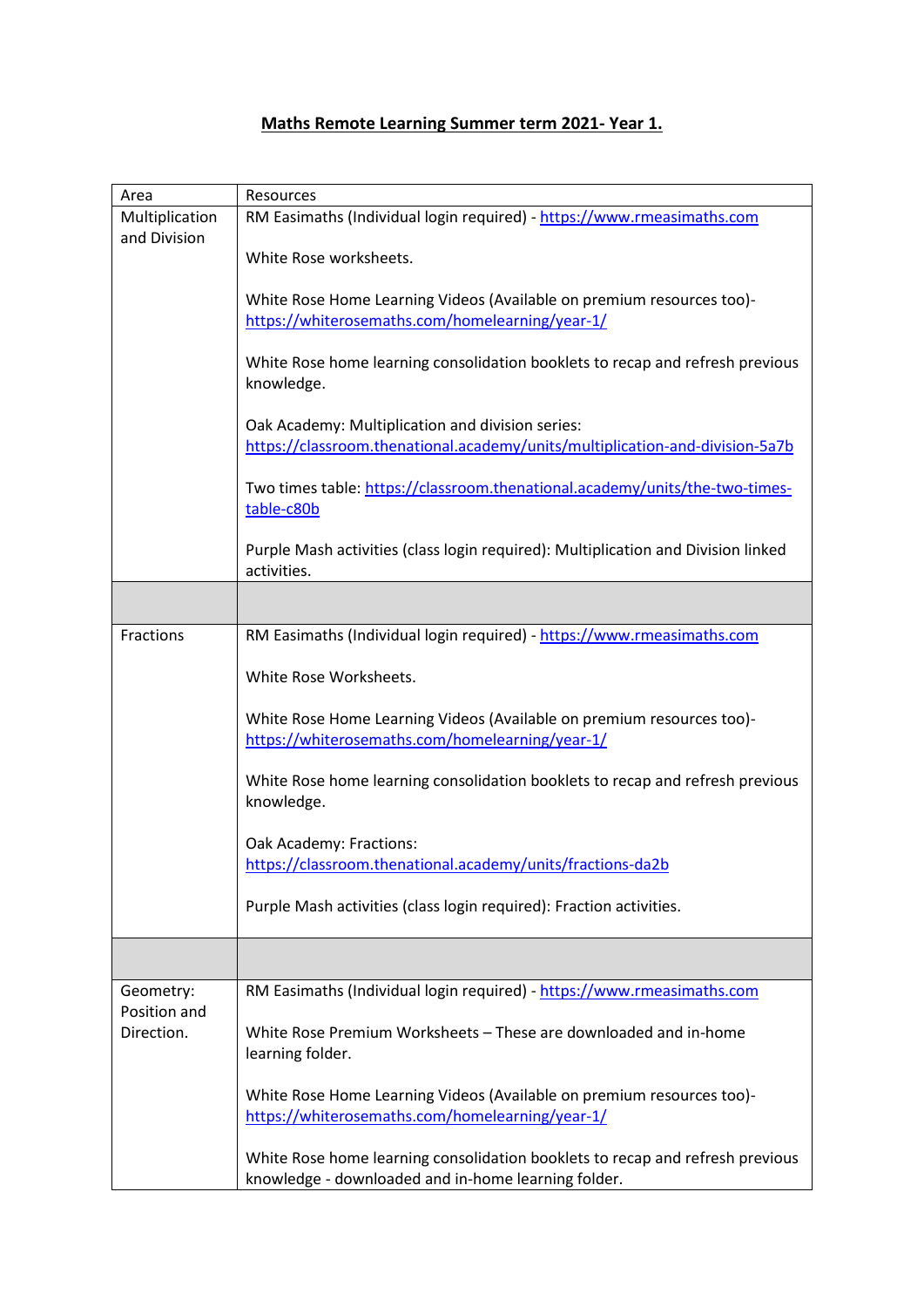**Maths Remote Learning Summer term 2021- Year 1.**

| Area | Resources |
| --- | --- |
| Multiplication and Division | RM Easimaths (Individual login required) - https://www.rmeasimaths.com<br><br>White Rose worksheets.<br><br>White Rose Home Learning Videos (Available on premium resources too)- https://whiterosemaths.com/homelearning/year-1/<br><br>White Rose home learning consolidation booklets to recap and refresh previous knowledge.<br><br>Oak Academy: Multiplication and division series: https://classroom.thenational.academy/units/multiplication-and-division-5a7b<br><br>Two times table: https://classroom.thenational.academy/units/the-two-times-table-c80b<br><br>Purple Mash activities (class login required): Multiplication and Division linked activities. |
| | |
| Fractions | RM Easimaths (Individual login required) - https://www.rmeasimaths.com<br><br>White Rose Worksheets.<br><br>White Rose Home Learning Videos (Available on premium resources too)- https://whiterosemaths.com/homelearning/year-1/<br><br>White Rose home learning consolidation booklets to recap and refresh previous knowledge.<br><br>Oak Academy: Fractions: https://classroom.thenational.academy/units/fractions-da2b<br><br>Purple Mash activities (class login required): Fraction activities. |
| | |
| Geometry: Position and Direction. | RM Easimaths (Individual login required) - https://www.rmeasimaths.com<br><br>White Rose Premium Worksheets – These are downloaded and in-home learning folder.<br><br>White Rose Home Learning Videos (Available on premium resources too)- https://whiterosemaths.com/homelearning/year-1/<br><br>White Rose home learning consolidation booklets to recap and refresh previous knowledge - downloaded and in-home learning folder. |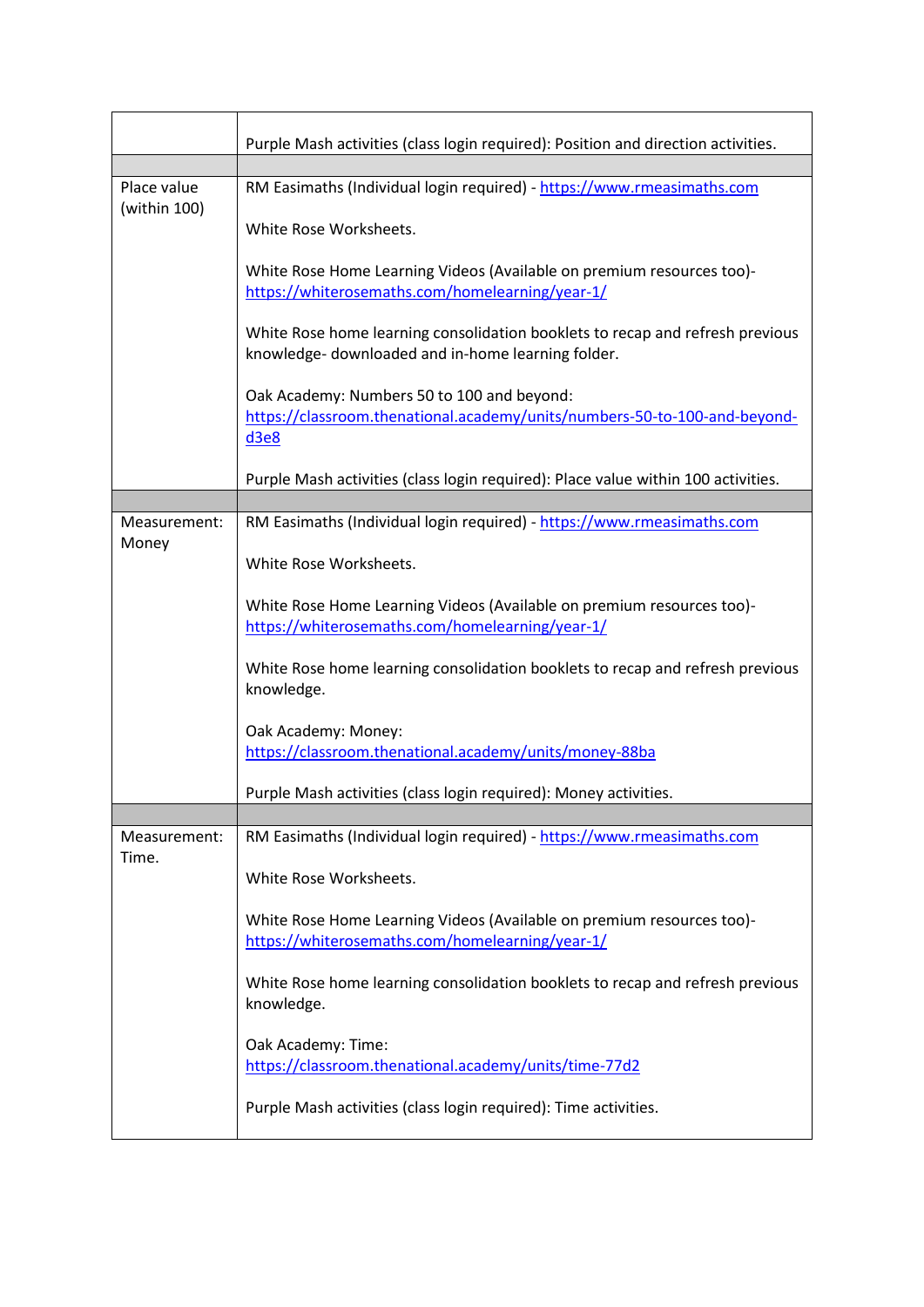| | |
|---|---|
| | Purple Mash activities (class login required): Position and direction activities. |
| | |
| Place value (within 100) | RM Easimaths (Individual login required) - https://www.rmeasimaths.com<br><br>White Rose Worksheets.<br><br>White Rose Home Learning Videos (Available on premium resources too)- https://whiterosemaths.com/homelearning/year-1/<br><br>White Rose home learning consolidation booklets to recap and refresh previous knowledge- downloaded and in-home learning folder.<br><br>Oak Academy: Numbers 50 to 100 and beyond: https://classroom.thenational.academy/units/numbers-50-to-100-and-beyond-d3e8<br><br>Purple Mash activities (class login required): Place value within 100 activities. |
| | |
| Measurement: Money | RM Easimaths (Individual login required) - https://www.rmeasimaths.com<br><br>White Rose Worksheets.<br><br>White Rose Home Learning Videos (Available on premium resources too)- https://whiterosemaths.com/homelearning/year-1/<br><br>White Rose home learning consolidation booklets to recap and refresh previous knowledge.<br><br>Oak Academy: Money: https://classroom.thenational.academy/units/money-88ba<br><br>Purple Mash activities (class login required): Money activities. |
| | |
| Measurement: Time. | RM Easimaths (Individual login required) - https://www.rmeasimaths.com<br><br>White Rose Worksheets.<br><br>White Rose Home Learning Videos (Available on premium resources too)- https://whiterosemaths.com/homelearning/year-1/<br><br>White Rose home learning consolidation booklets to recap and refresh previous knowledge.<br><br>Oak Academy: Time: https://classroom.thenational.academy/units/time-77d2<br><br>Purple Mash activities (class login required): Time activities. |